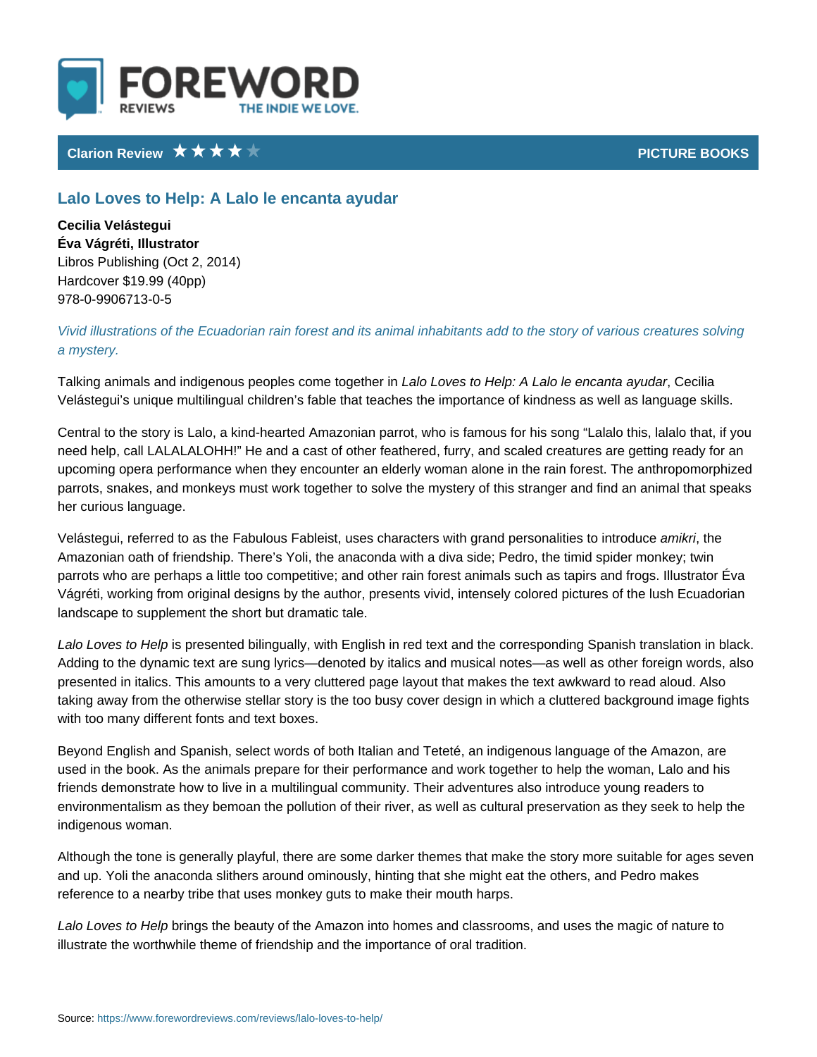Clarion Review ★★★★☆ PICTURE BOOKS

## Lalo Loves to Help: A Lalo le encanta ayudar

**Cecilia Velástegui**
**Éva Vágréti, Illustrator**
Libros Publishing (Oct 2, 2014)
Hardcover $19.99 (40pp)
978-0-9906713-0-5

*Vivid illustrations of the Ecuadorian rain forest and its animal inhabitants add to the story of various creatures solving a mystery.*

Talking animals and indigenous peoples come together in *Lalo Loves to Help: A Lalo le encanta ayudar*, Cecilia Velástegui's unique multilingual children's fable that teaches the importance of kindness as well as language skills.

Central to the story is Lalo, a kind-hearted Amazonian parrot, who is famous for his song "Lalalo this, lalalo that, if you need help, call LALALALOHH!" He and a cast of other feathered, furry, and scaled creatures are getting ready for an upcoming opera performance when they encounter an elderly woman alone in the rain forest. The anthropomorphized parrots, snakes, and monkeys must work together to solve the mystery of this stranger and find an animal that speaks her curious language.

Velástegui, referred to as the Fabulous Fableist, uses characters with grand personalities to introduce *amikri*, the Amazonian oath of friendship. There's Yoli, the anaconda with a diva side; Pedro, the timid spider monkey; twin parrots who are perhaps a little too competitive; and other rain forest animals such as tapirs and frogs. Illustrator Éva Vágréti, working from original designs by the author, presents vivid, intensely colored pictures of the lush Ecuadorian landscape to supplement the short but dramatic tale.

*Lalo Loves to Help* is presented bilingually, with English in red text and the corresponding Spanish translation in black. Adding to the dynamic text are sung lyrics—denoted by italics and musical notes—as well as other foreign words, also presented in italics. This amounts to a very cluttered page layout that makes the text awkward to read aloud. Also taking away from the otherwise stellar story is the too busy cover design in which a cluttered background image fights with too many different fonts and text boxes.

Beyond English and Spanish, select words of both Italian and Teteté, an indigenous language of the Amazon, are used in the book. As the animals prepare for their performance and work together to help the woman, Lalo and his friends demonstrate how to live in a multilingual community. Their adventures also introduce young readers to environmentalism as they bemoan the pollution of their river, as well as cultural preservation as they seek to help the indigenous woman.

Although the tone is generally playful, there are some darker themes that make the story more suitable for ages seven and up. Yoli the anaconda slithers around ominously, hinting that she might eat the others, and Pedro makes reference to a nearby tribe that uses monkey guts to make their mouth harps.

*Lalo Loves to Help* brings the beauty of the Amazon into homes and classrooms, and uses the magic of nature to illustrate the worthwhile theme of friendship and the importance of oral tradition.

Source: https://www.forewordreviews.com/reviews/lalo-loves-to-help/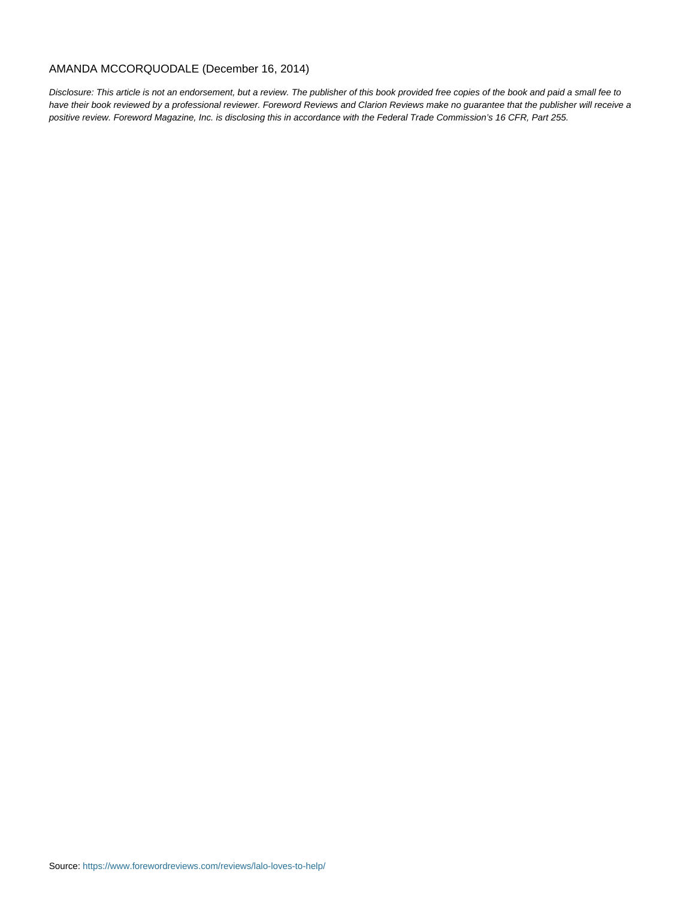AMANDA MCCORQUODALE (December 16, 2014)

*Disclosure: This article is not an endorsement, but a review. The publisher of this book provided free copies of the book and paid a small fee to have their book reviewed by a professional reviewer. Foreword Reviews and Clarion Reviews make no guarantee that the publisher will receive a positive review. Foreword Magazine, Inc. is disclosing this in accordance with the Federal Trade Commission's 16 CFR, Part 255.*

Source: https://www.forewordreviews.com/reviews/lalo-loves-to-help/